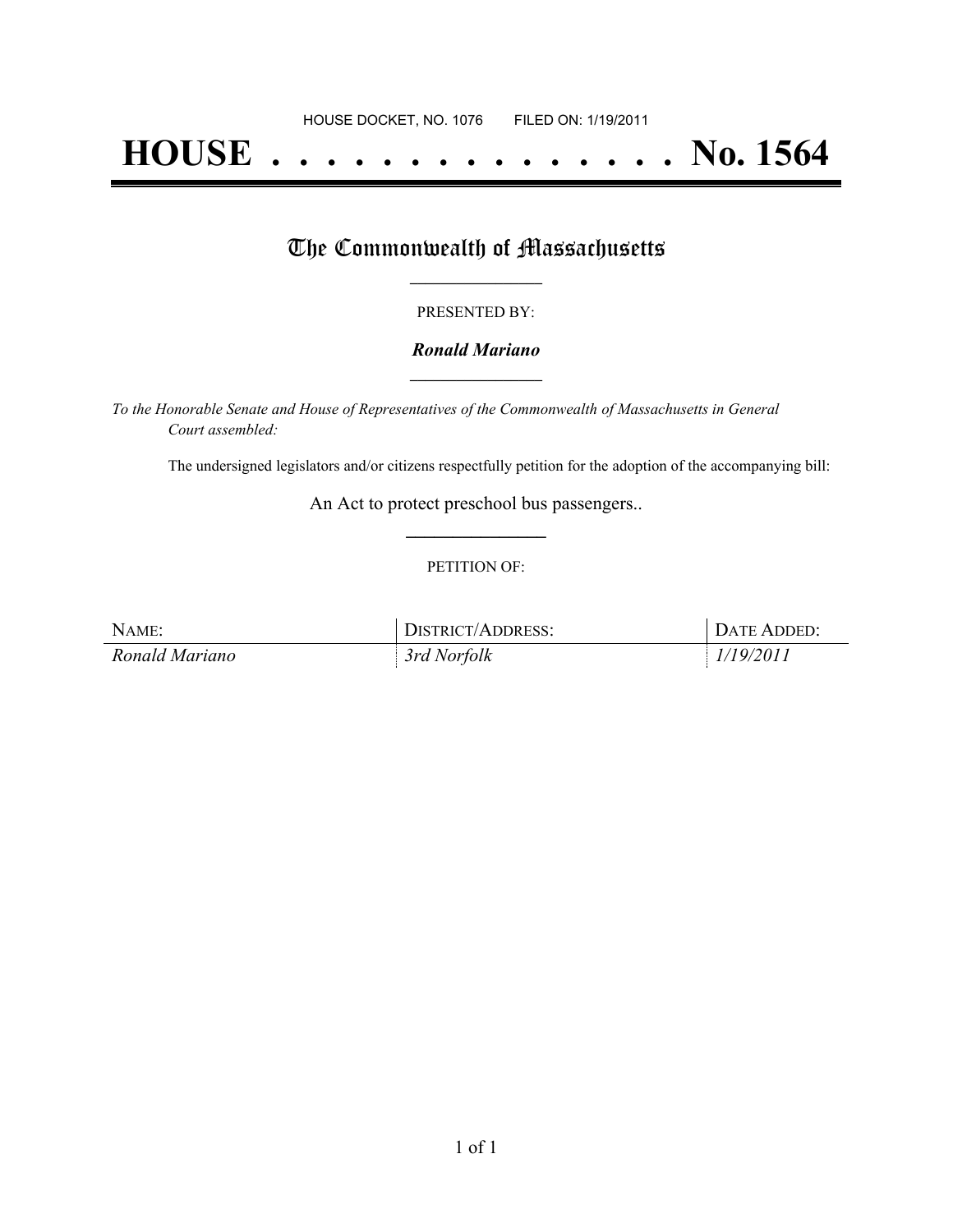HOUSE DOCKET, NO. 1076        FILED ON: 1/19/2011

# HOUSE . . . . . . . . . . . . . . . No. 1564

## The Commonwealth of Massachusetts

---

PRESENTED BY:

***Ronald Mariano***

---

*To the Honorable Senate and House of Representatives of the Commonwealth of Massachusetts in General Court assembled:*

The undersigned legislators and/or citizens respectfully petition for the adoption of the accompanying bill:

An Act to protect preschool bus passengers..

---

PETITION OF:

| NAME: | DISTRICT/ADDRESS: | DATE ADDED: |
| --- | --- | --- |
| *Ronald Mariano* | *3rd Norfolk* | *1/19/2011* |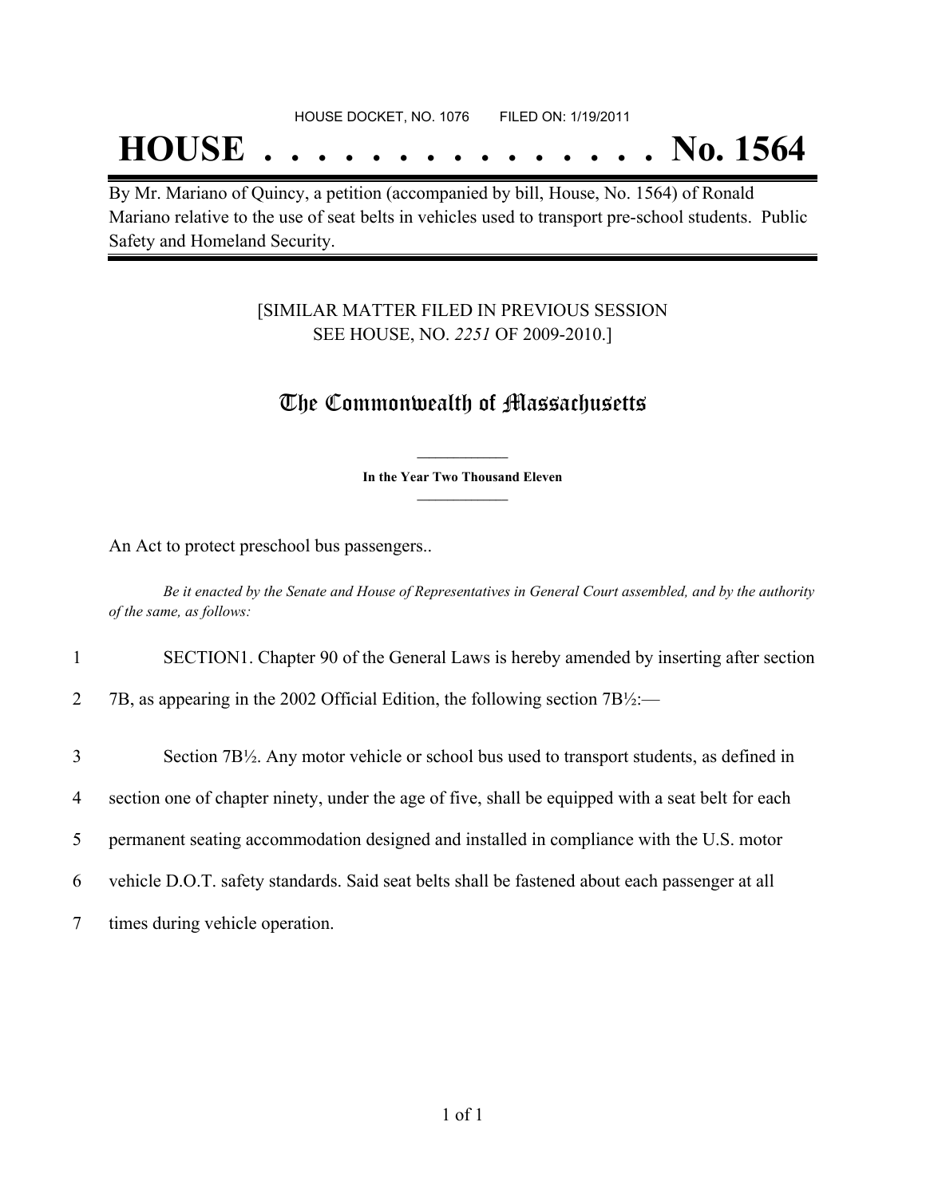HOUSE DOCKET, NO. 1076        FILED ON: 1/19/2011

# HOUSE . . . . . . . . . . . . . . . No. 1564

By Mr. Mariano of Quincy, a petition (accompanied by bill, House, No. 1564) of Ronald Mariano relative to the use of seat belts in vehicles used to transport pre-school students. Public Safety and Homeland Security.

[SIMILAR MATTER FILED IN PREVIOUS SESSION
SEE HOUSE, NO. *2251* OF 2009-2010.]

## The Commonwealth of Massachusetts

**In the Year Two Thousand Eleven**

An Act to protect preschool bus passengers..

*Be it enacted by the Senate and House of Representatives in General Court assembled, and by the authority of the same, as follows:*

1 SECTION1. Chapter 90 of the General Laws is hereby amended by inserting after section
2 7B, as appearing in the 2002 Official Edition, the following section 7B½:—

3 Section 7B½. Any motor vehicle or school bus used to transport students, as defined in
4 section one of chapter ninety, under the age of five, shall be equipped with a seat belt for each
5 permanent seating accommodation designed and installed in compliance with the U.S. motor
6 vehicle D.O.T. safety standards. Said seat belts shall be fastened about each passenger at all
7 times during vehicle operation.